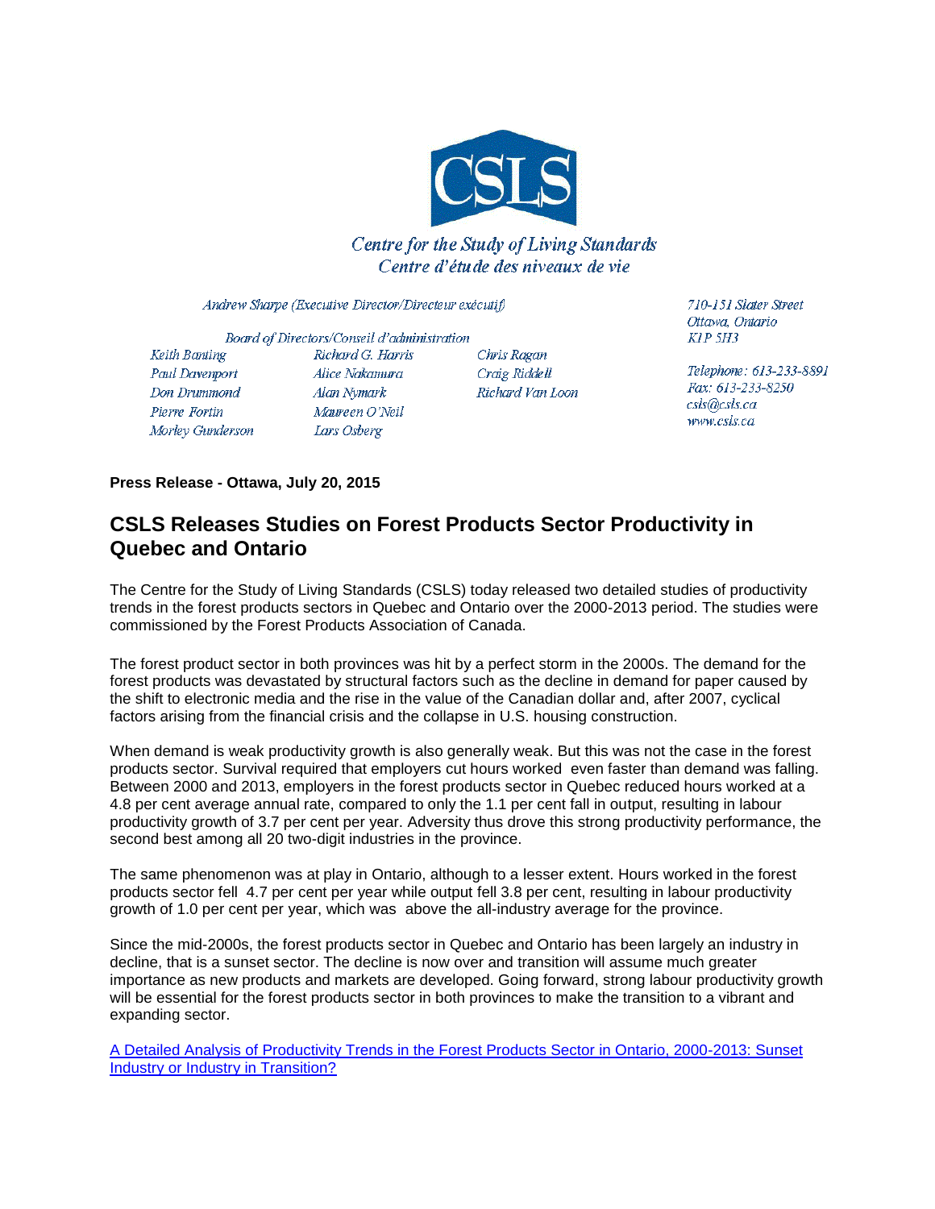CSLS

*Centre for the Study of Living Standards*
*Centre d'étude des niveaux de vie*

*Andrew Sharpe (Executive Director/Directeur exécutif)*

*Board of Directors/Conseil d'administration*

*Keith Banting*
*Paul Davenport*
*Don Drummond*
*Pierre Fortin*
*Morley Gunderson*
*Richard G. Harris*
*Alice Nakamura*
*Alan Nymark*
*Maureen O'Neil*
*Lars Osberg*
*Chris Ragan*
*Craig Riddell*
*Richard Van Loon*

*710-151 Slater Street*
*Ottawa, Ontario*
*K1P 5H3*

*Telephone: 613-233-8891*
*Fax: 613-233-8250*
*csls@csls.ca*
*www.csls.ca*

**Press Release - Ottawa, July 20, 2015**

## CSLS Releases Studies on Forest Products Sector Productivity in Quebec and Ontario

The Centre for the Study of Living Standards (CSLS) today released two detailed studies of productivity trends in the forest products sectors in Quebec and Ontario over the 2000-2013 period. The studies were commissioned by the Forest Products Association of Canada.

The forest product sector in both provinces was hit by a perfect storm in the 2000s. The demand for the forest products was devastated by structural factors such as the decline in demand for paper caused by the shift to electronic media and the rise in the value of the Canadian dollar and, after 2007, cyclical factors arising from the financial crisis and the collapse in U.S. housing construction.

When demand is weak productivity growth is also generally weak. But this was not the case in the forest products sector. Survival required that employers cut hours worked even faster than demand was falling. Between 2000 and 2013, employers in the forest products sector in Quebec reduced hours worked at a 4.8 per cent average annual rate, compared to only the 1.1 per cent fall in output, resulting in labour productivity growth of 3.7 per cent per year. Adversity thus drove this strong productivity performance, the second best among all 20 two-digit industries in the province.

The same phenomenon was at play in Ontario, although to a lesser extent. Hours worked in the forest products sector fell 4.7 per cent per year while output fell 3.8 per cent, resulting in labour productivity growth of 1.0 per cent per year, which was above the all-industry average for the province.

Since the mid-2000s, the forest products sector in Quebec and Ontario has been largely an industry in decline, that is a sunset sector. The decline is now over and transition will assume much greater importance as new products and markets are developed. Going forward, strong labour productivity growth will be essential for the forest products sector in both provinces to make the transition to a vibrant and expanding sector.

A Detailed Analysis of Productivity Trends in the Forest Products Sector in Ontario, 2000-2013: Sunset Industry or Industry in Transition?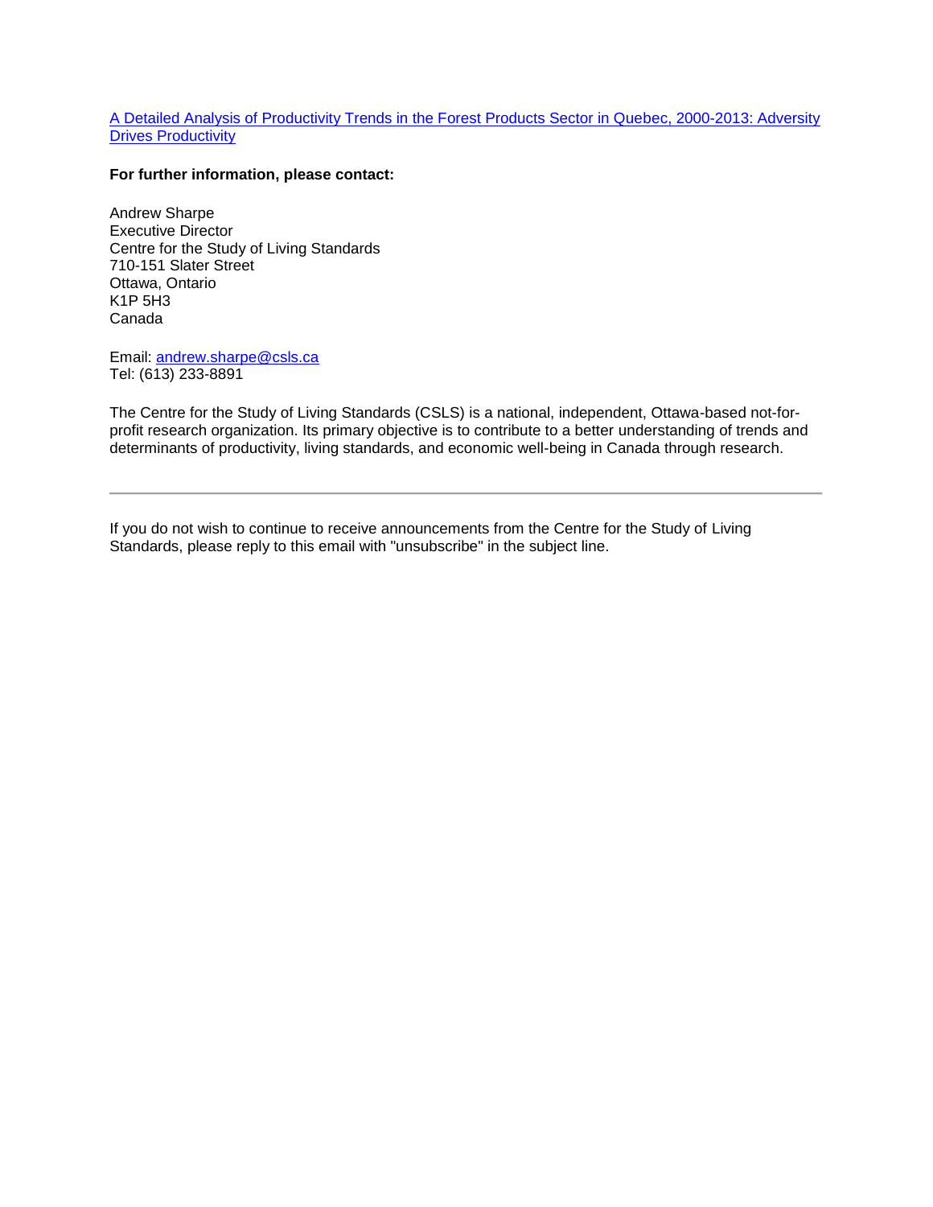[A Detailed Analysis of Productivity Trends in the Forest Products Sector in Quebec, 2000-2013: Adversity Drives Productivity]

**For further information, please contact:**

Andrew Sharpe
Executive Director
Centre for the Study of Living Standards
710-151 Slater Street
Ottawa, Ontario
K1P 5H3
Canada

Email: andrew.sharpe@csls.ca
Tel: (613) 233-8891

The Centre for the Study of Living Standards (CSLS) is a national, independent, Ottawa-based not-for-profit research organization. Its primary objective is to contribute to a better understanding of trends and determinants of productivity, living standards, and economic well-being in Canada through research.

---

If you do not wish to continue to receive announcements from the Centre for the Study of Living Standards, please reply to this email with "unsubscribe" in the subject line.